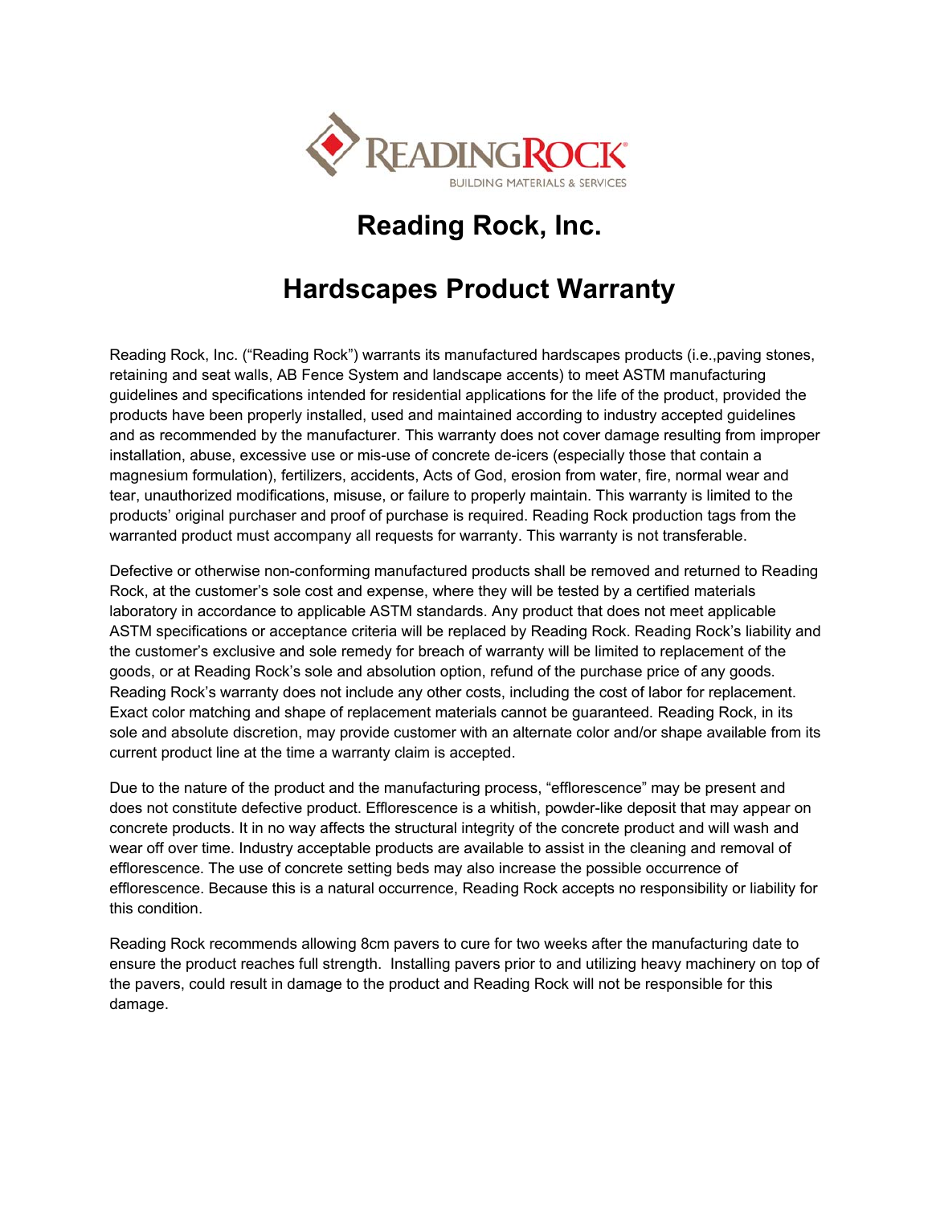# Reading Rock, Inc.

# Hardscapes Product Warranty

Reading Rock, Inc. ("Reading Rock") warrants its manufactured hardscapes products (i.e.,paving stones, retaining and seat walls, AB Fence System and landscape accents) to meet ASTM manufacturing guidelines and specifications intended for residential applications for the life of the product, provided the products have been properly installed, used and maintained according to industry accepted guidelines and as recommended by the manufacturer. This warranty does not cover damage resulting from improper installation, abuse, excessive use or mis-use of concrete de-icers (especially those that contain a magnesium formulation), fertilizers, accidents, Acts of God, erosion from water, fire, normal wear and tear, unauthorized modifications, misuse, or failure to properly maintain. This warranty is limited to the products' original purchaser and proof of purchase is required. Reading Rock production tags from the warranted product must accompany all requests for warranty. This warranty is not transferable.

Defective or otherwise non-conforming manufactured products shall be removed and returned to Reading Rock, at the customer's sole cost and expense, where they will be tested by a certified materials laboratory in accordance to applicable ASTM standards. Any product that does not meet applicable ASTM specifications or acceptance criteria will be replaced by Reading Rock. Reading Rock's liability and the customer's exclusive and sole remedy for breach of warranty will be limited to replacement of the goods, or at Reading Rock's sole and absolution option, refund of the purchase price of any goods. Reading Rock's warranty does not include any other costs, including the cost of labor for replacement. Exact color matching and shape of replacement materials cannot be guaranteed. Reading Rock, in its sole and absolute discretion, may provide customer with an alternate color and/or shape available from its current product line at the time a warranty claim is accepted.

Due to the nature of the product and the manufacturing process, "efflorescence" may be present and does not constitute defective product. Efflorescence is a whitish, powder-like deposit that may appear on concrete products. It in no way affects the structural integrity of the concrete product and will wash and wear off over time. Industry acceptable products are available to assist in the cleaning and removal of efflorescence. The use of concrete setting beds may also increase the possible occurrence of efflorescence. Because this is a natural occurrence, Reading Rock accepts no responsibility or liability for this condition.

Reading Rock recommends allowing 8cm pavers to cure for two weeks after the manufacturing date to ensure the product reaches full strength. Installing pavers prior to and utilizing heavy machinery on top of the pavers, could result in damage to the product and Reading Rock will not be responsible for this damage.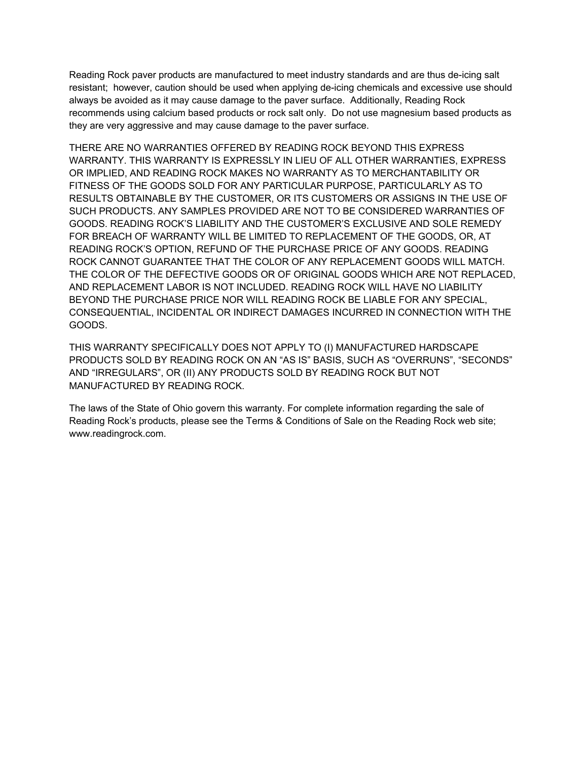Reading Rock paver products are manufactured to meet industry standards and are thus de-icing salt resistant;  however, caution should be used when applying de-icing chemicals and excessive use should always be avoided as it may cause damage to the paver surface.  Additionally, Reading Rock recommends using calcium based products or rock salt only.  Do not use magnesium based products as they are very aggressive and may cause damage to the paver surface.

THERE ARE NO WARRANTIES OFFERED BY READING ROCK BEYOND THIS EXPRESS WARRANTY. THIS WARRANTY IS EXPRESSLY IN LIEU OF ALL OTHER WARRANTIES, EXPRESS OR IMPLIED, AND READING ROCK MAKES NO WARRANTY AS TO MERCHANTABILITY OR FITNESS OF THE GOODS SOLD FOR ANY PARTICULAR PURPOSE, PARTICULARLY AS TO RESULTS OBTAINABLE BY THE CUSTOMER, OR ITS CUSTOMERS OR ASSIGNS IN THE USE OF SUCH PRODUCTS. ANY SAMPLES PROVIDED ARE NOT TO BE CONSIDERED WARRANTIES OF GOODS. READING ROCK'S LIABILITY AND THE CUSTOMER'S EXCLUSIVE AND SOLE REMEDY FOR BREACH OF WARRANTY WILL BE LIMITED TO REPLACEMENT OF THE GOODS, OR, AT READING ROCK'S OPTION, REFUND OF THE PURCHASE PRICE OF ANY GOODS. READING ROCK CANNOT GUARANTEE THAT THE COLOR OF ANY REPLACEMENT GOODS WILL MATCH. THE COLOR OF THE DEFECTIVE GOODS OR OF ORIGINAL GOODS WHICH ARE NOT REPLACED, AND REPLACEMENT LABOR IS NOT INCLUDED. READING ROCK WILL HAVE NO LIABILITY BEYOND THE PURCHASE PRICE NOR WILL READING ROCK BE LIABLE FOR ANY SPECIAL, CONSEQUENTIAL, INCIDENTAL OR INDIRECT DAMAGES INCURRED IN CONNECTION WITH THE GOODS.

THIS WARRANTY SPECIFICALLY DOES NOT APPLY TO (I) MANUFACTURED HARDSCAPE PRODUCTS SOLD BY READING ROCK ON AN "AS IS" BASIS, SUCH AS "OVERRUNS", "SECONDS" AND "IRREGULARS", OR (II) ANY PRODUCTS SOLD BY READING ROCK BUT NOT MANUFACTURED BY READING ROCK.

The laws of the State of Ohio govern this warranty. For complete information regarding the sale of Reading Rock's products, please see the Terms & Conditions of Sale on the Reading Rock web site; www.readingrock.com.